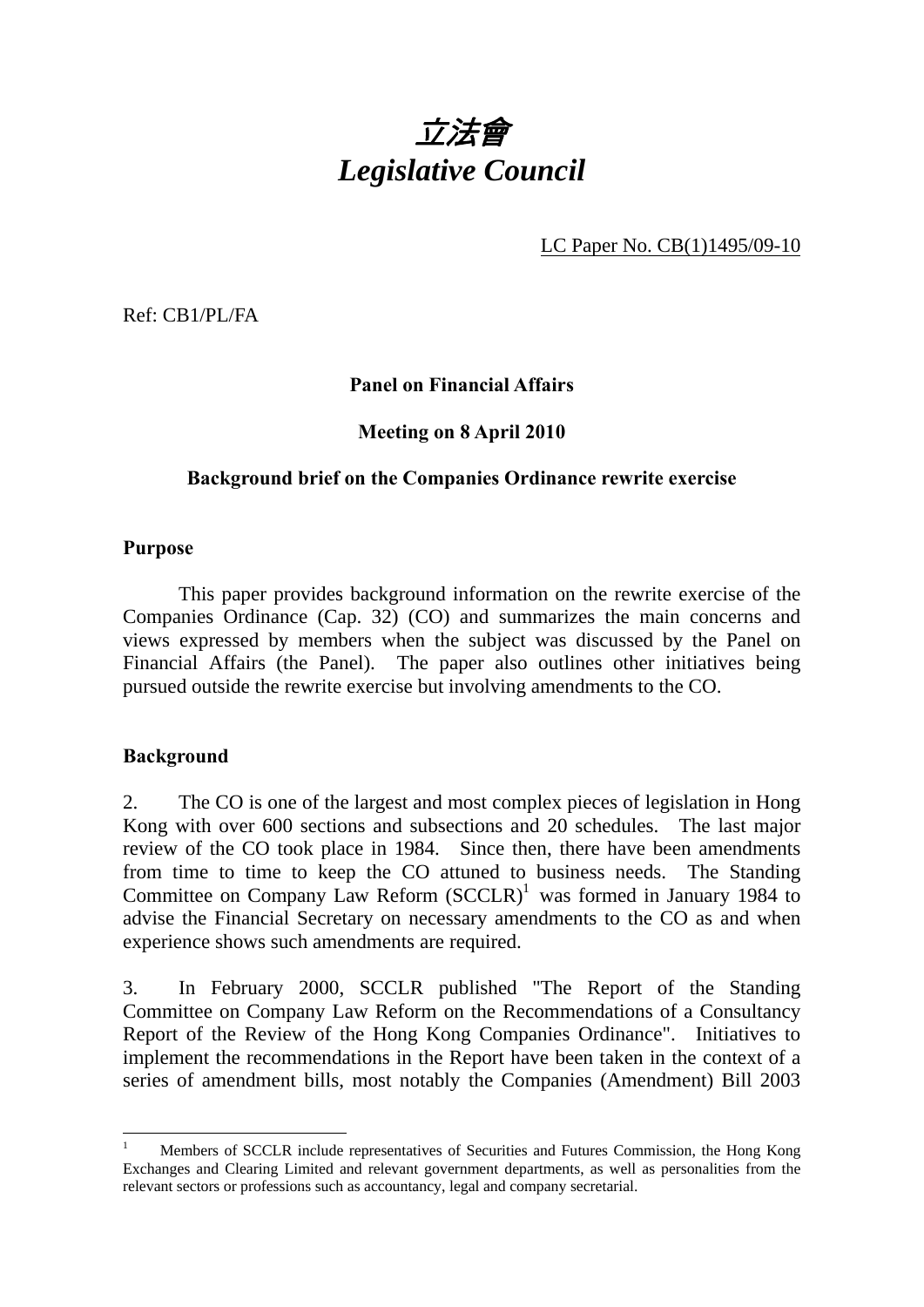# 立法會
# *Legislative Council*

LC Paper No. CB(1)1495/09-10

Ref: CB1/PL/FA

**Panel on Financial Affairs**

**Meeting on 8 April 2010**

**Background brief on the Companies Ordinance rewrite exercise**

## Purpose

This paper provides background information on the rewrite exercise of the Companies Ordinance (Cap. 32) (CO) and summarizes the main concerns and views expressed by members when the subject was discussed by the Panel on Financial Affairs (the Panel). The paper also outlines other initiatives being pursued outside the rewrite exercise but involving amendments to the CO.

## Background

2. The CO is one of the largest and most complex pieces of legislation in Hong Kong with over 600 sections and subsections and 20 schedules. The last major review of the CO took place in 1984. Since then, there have been amendments from time to time to keep the CO attuned to business needs. The Standing Committee on Company Law Reform (SCCLR)[1] was formed in January 1984 to advise the Financial Secretary on necessary amendments to the CO as and when experience shows such amendments are required.

3. In February 2000, SCCLR published "The Report of the Standing Committee on Company Law Reform on the Recommendations of a Consultancy Report of the Review of the Hong Kong Companies Ordinance". Initiatives to implement the recommendations in the Report have been taken in the context of a series of amendment bills, most notably the Companies (Amendment) Bill 2003

[1] Members of SCCLR include representatives of Securities and Futures Commission, the Hong Kong Exchanges and Clearing Limited and relevant government departments, as well as personalities from the relevant sectors or professions such as accountancy, legal and company secretarial.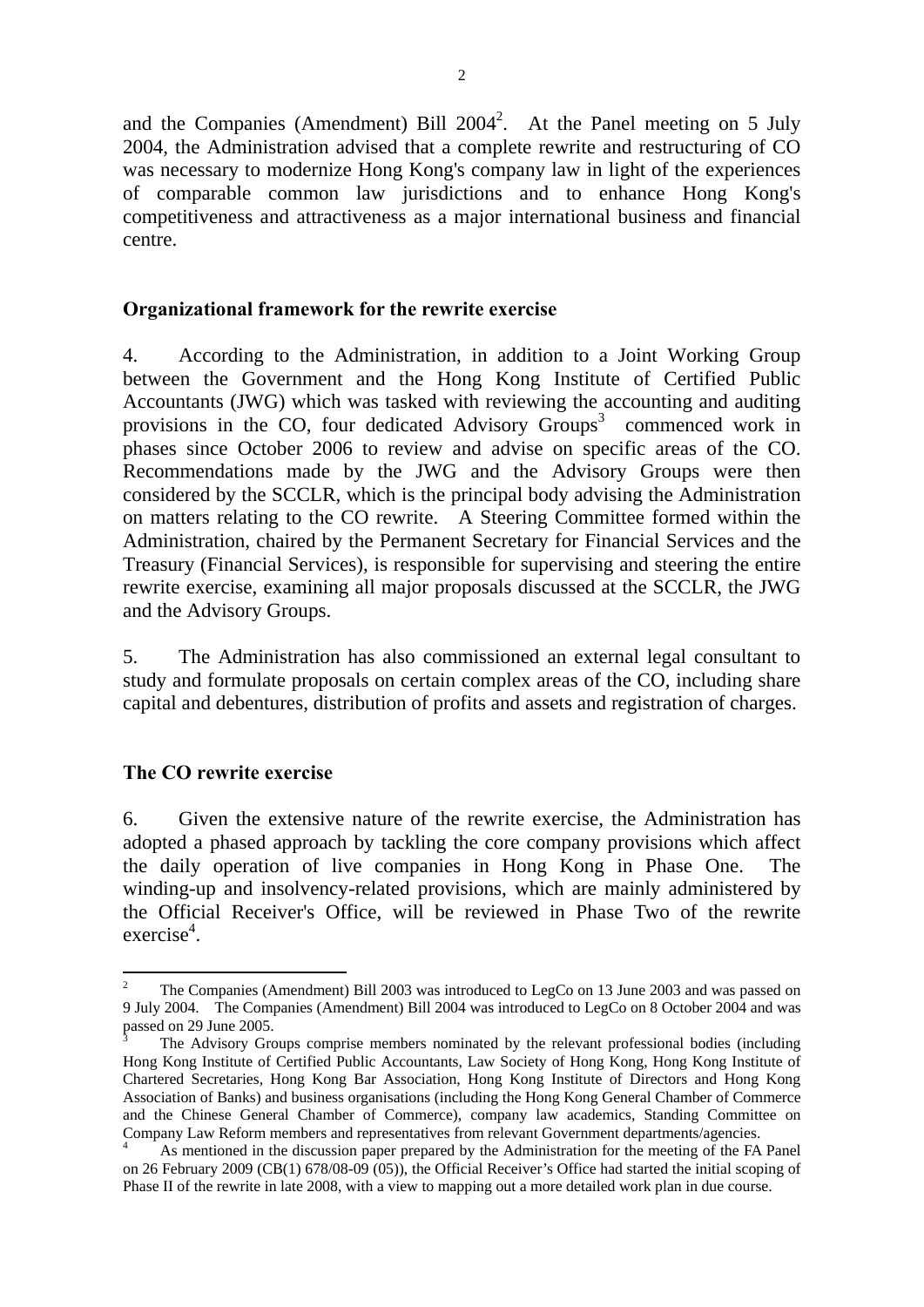and the Companies (Amendment) Bill 2004[2]. At the Panel meeting on 5 July 2004, the Administration advised that a complete rewrite and restructuring of CO was necessary to modernize Hong Kong's company law in light of the experiences of comparable common law jurisdictions and to enhance Hong Kong's competitiveness and attractiveness as a major international business and financial centre.

## Organizational framework for the rewrite exercise

4. According to the Administration, in addition to a Joint Working Group between the Government and the Hong Kong Institute of Certified Public Accountants (JWG) which was tasked with reviewing the accounting and auditing provisions in the CO, four dedicated Advisory Groups[3] commenced work in phases since October 2006 to review and advise on specific areas of the CO. Recommendations made by the JWG and the Advisory Groups were then considered by the SCCLR, which is the principal body advising the Administration on matters relating to the CO rewrite. A Steering Committee formed within the Administration, chaired by the Permanent Secretary for Financial Services and the Treasury (Financial Services), is responsible for supervising and steering the entire rewrite exercise, examining all major proposals discussed at the SCCLR, the JWG and the Advisory Groups.

5. The Administration has also commissioned an external legal consultant to study and formulate proposals on certain complex areas of the CO, including share capital and debentures, distribution of profits and assets and registration of charges.

## The CO rewrite exercise

6. Given the extensive nature of the rewrite exercise, the Administration has adopted a phased approach by tackling the core company provisions which affect the daily operation of live companies in Hong Kong in Phase One. The winding-up and insolvency-related provisions, which are mainly administered by the Official Receiver's Office, will be reviewed in Phase Two of the rewrite exercise[4].

---

[2] The Companies (Amendment) Bill 2003 was introduced to LegCo on 13 June 2003 and was passed on 9 July 2004. The Companies (Amendment) Bill 2004 was introduced to LegCo on 8 October 2004 and was passed on 29 June 2005.

[3] The Advisory Groups comprise members nominated by the relevant professional bodies (including Hong Kong Institute of Certified Public Accountants, Law Society of Hong Kong, Hong Kong Institute of Chartered Secretaries, Hong Kong Bar Association, Hong Kong Institute of Directors and Hong Kong Association of Banks) and business organisations (including the Hong Kong General Chamber of Commerce and the Chinese General Chamber of Commerce), company law academics, Standing Committee on Company Law Reform members and representatives from relevant Government departments/agencies.

[4] As mentioned in the discussion paper prepared by the Administration for the meeting of the FA Panel on 26 February 2009 (CB(1) 678/08-09 (05)), the Official Receiver's Office had started the initial scoping of Phase II of the rewrite in late 2008, with a view to mapping out a more detailed work plan in due course.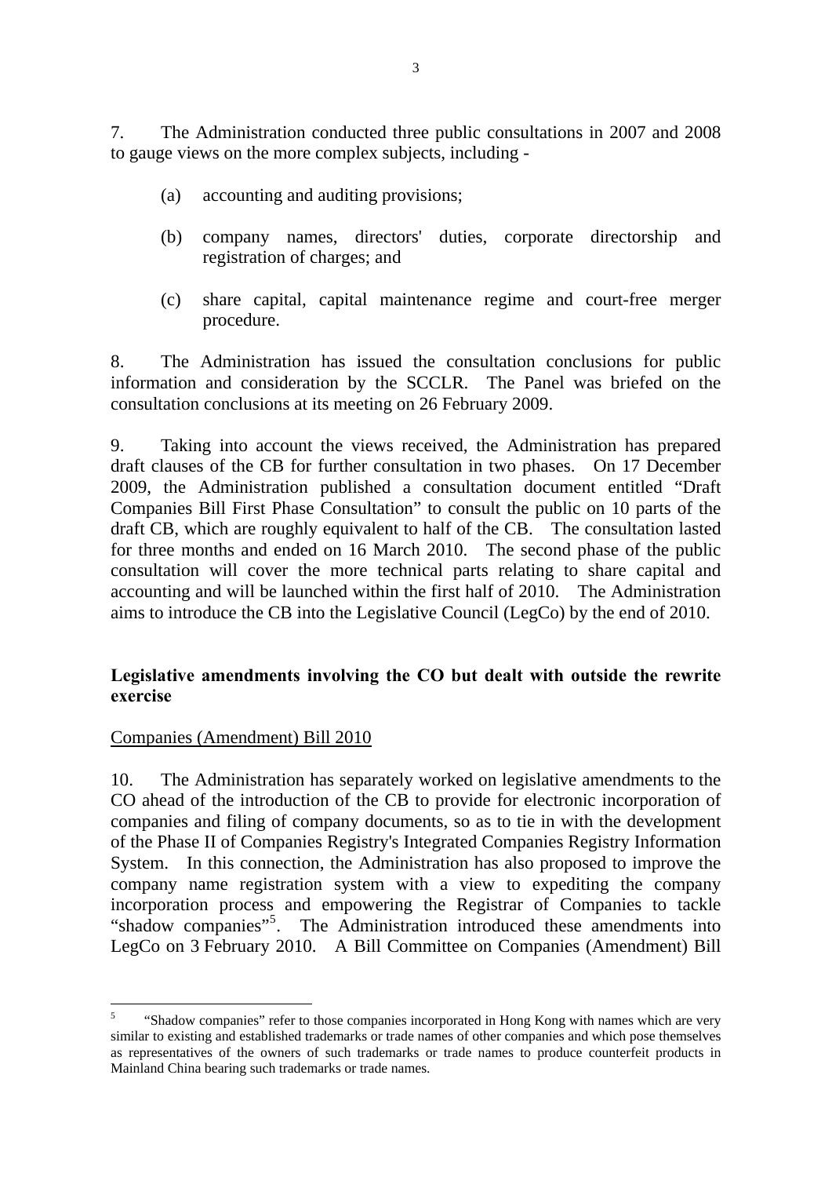7. The Administration conducted three public consultations in 2007 and 2008 to gauge views on the more complex subjects, including -

(a) accounting and auditing provisions;

(b) company names, directors' duties, corporate directorship and registration of charges; and

(c) share capital, capital maintenance regime and court-free merger procedure.

8. The Administration has issued the consultation conclusions for public information and consideration by the SCCLR. The Panel was briefed on the consultation conclusions at its meeting on 26 February 2009.

9. Taking into account the views received, the Administration has prepared draft clauses of the CB for further consultation in two phases. On 17 December 2009, the Administration published a consultation document entitled "Draft Companies Bill First Phase Consultation" to consult the public on 10 parts of the draft CB, which are roughly equivalent to half of the CB. The consultation lasted for three months and ended on 16 March 2010. The second phase of the public consultation will cover the more technical parts relating to share capital and accounting and will be launched within the first half of 2010. The Administration aims to introduce the CB into the Legislative Council (LegCo) by the end of 2010.

**Legislative amendments involving the CO but dealt with outside the rewrite exercise**

Companies (Amendment) Bill 2010

10. The Administration has separately worked on legislative amendments to the CO ahead of the introduction of the CB to provide for electronic incorporation of companies and filing of company documents, so as to tie in with the development of the Phase II of Companies Registry's Integrated Companies Registry Information System. In this connection, the Administration has also proposed to improve the company name registration system with a view to expediting the company incorporation process and empowering the Registrar of Companies to tackle "shadow companies"[5]. The Administration introduced these amendments into LegCo on 3 February 2010. A Bill Committee on Companies (Amendment) Bill

---

[5] "Shadow companies" refer to those companies incorporated in Hong Kong with names which are very similar to existing and established trademarks or trade names of other companies and which pose themselves as representatives of the owners of such trademarks or trade names to produce counterfeit products in Mainland China bearing such trademarks or trade names.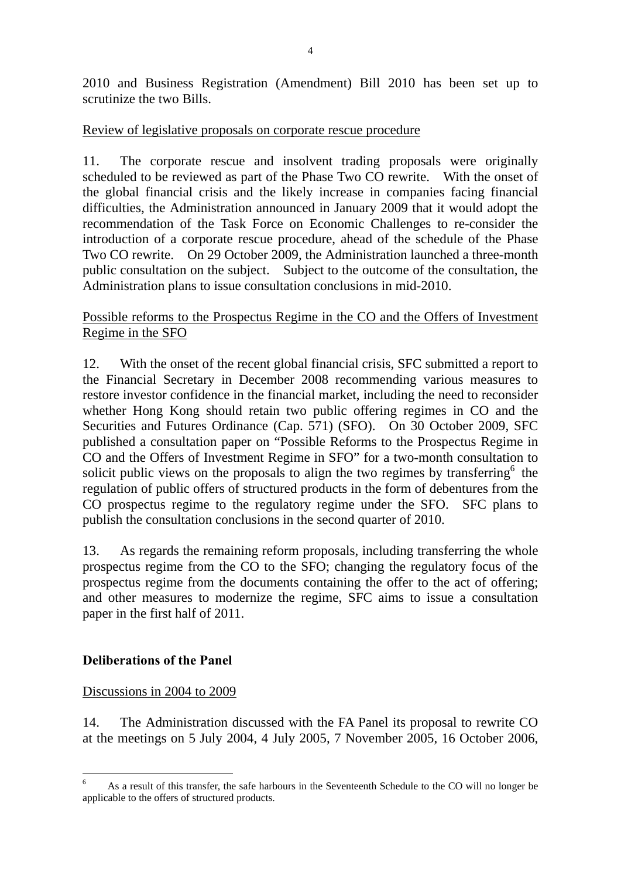2010 and Business Registration (Amendment) Bill 2010 has been set up to scrutinize the two Bills.

Review of legislative proposals on corporate rescue procedure

11. The corporate rescue and insolvent trading proposals were originally scheduled to be reviewed as part of the Phase Two CO rewrite. With the onset of the global financial crisis and the likely increase in companies facing financial difficulties, the Administration announced in January 2009 that it would adopt the recommendation of the Task Force on Economic Challenges to re-consider the introduction of a corporate rescue procedure, ahead of the schedule of the Phase Two CO rewrite. On 29 October 2009, the Administration launched a three-month public consultation on the subject. Subject to the outcome of the consultation, the Administration plans to issue consultation conclusions in mid-2010.

Possible reforms to the Prospectus Regime in the CO and the Offers of Investment Regime in the SFO

12. With the onset of the recent global financial crisis, SFC submitted a report to the Financial Secretary in December 2008 recommending various measures to restore investor confidence in the financial market, including the need to reconsider whether Hong Kong should retain two public offering regimes in CO and the Securities and Futures Ordinance (Cap. 571) (SFO). On 30 October 2009, SFC published a consultation paper on "Possible Reforms to the Prospectus Regime in CO and the Offers of Investment Regime in SFO" for a two-month consultation to solicit public views on the proposals to align the two regimes by transferring[6] the regulation of public offers of structured products in the form of debentures from the CO prospectus regime to the regulatory regime under the SFO. SFC plans to publish the consultation conclusions in the second quarter of 2010.

13. As regards the remaining reform proposals, including transferring the whole prospectus regime from the CO to the SFO; changing the regulatory focus of the prospectus regime from the documents containing the offer to the act of offering; and other measures to modernize the regime, SFC aims to issue a consultation paper in the first half of 2011.

**Deliberations of the Panel**

Discussions in 2004 to 2009

14. The Administration discussed with the FA Panel its proposal to rewrite CO at the meetings on 5 July 2004, 4 July 2005, 7 November 2005, 16 October 2006,

---

[6] As a result of this transfer, the safe harbours in the Seventeenth Schedule to the CO will no longer be applicable to the offers of structured products.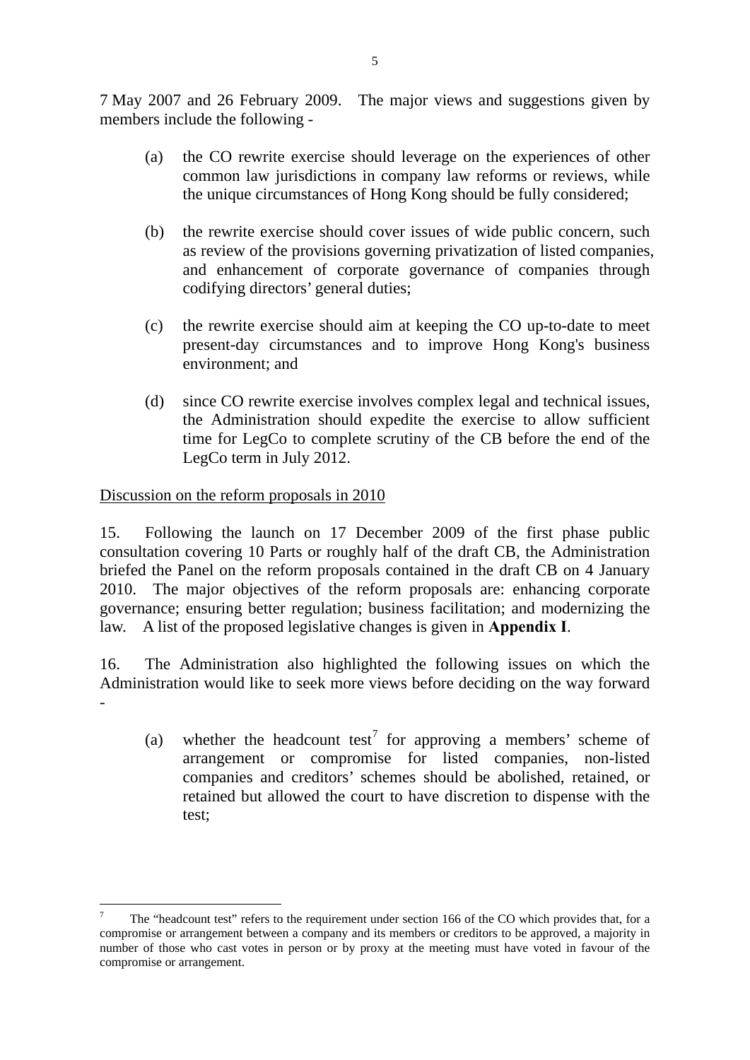7 May 2007 and 26 February 2009. The major views and suggestions given by members include the following -

(a) the CO rewrite exercise should leverage on the experiences of other common law jurisdictions in company law reforms or reviews, while the unique circumstances of Hong Kong should be fully considered;

(b) the rewrite exercise should cover issues of wide public concern, such as review of the provisions governing privatization of listed companies, and enhancement of corporate governance of companies through codifying directors' general duties;

(c) the rewrite exercise should aim at keeping the CO up-to-date to meet present-day circumstances and to improve Hong Kong's business environment; and

(d) since CO rewrite exercise involves complex legal and technical issues, the Administration should expedite the exercise to allow sufficient time for LegCo to complete scrutiny of the CB before the end of the LegCo term in July 2012.

<u>Discussion on the reform proposals in 2010</u>

15. Following the launch on 17 December 2009 of the first phase public consultation covering 10 Parts or roughly half of the draft CB, the Administration briefed the Panel on the reform proposals contained in the draft CB on 4 January 2010. The major objectives of the reform proposals are: enhancing corporate governance; ensuring better regulation; business facilitation; and modernizing the law. A list of the proposed legislative changes is given in **Appendix I**.

16. The Administration also highlighted the following issues on which the Administration would like to seek more views before deciding on the way forward -

(a) whether the headcount test[7] for approving a members' scheme of arrangement or compromise for listed companies, non-listed companies and creditors' schemes should be abolished, retained, or retained but allowed the court to have discretion to dispense with the test;

---

[7] The "headcount test" refers to the requirement under section 166 of the CO which provides that, for a compromise or arrangement between a company and its members or creditors to be approved, a majority in number of those who cast votes in person or by proxy at the meeting must have voted in favour of the compromise or arrangement.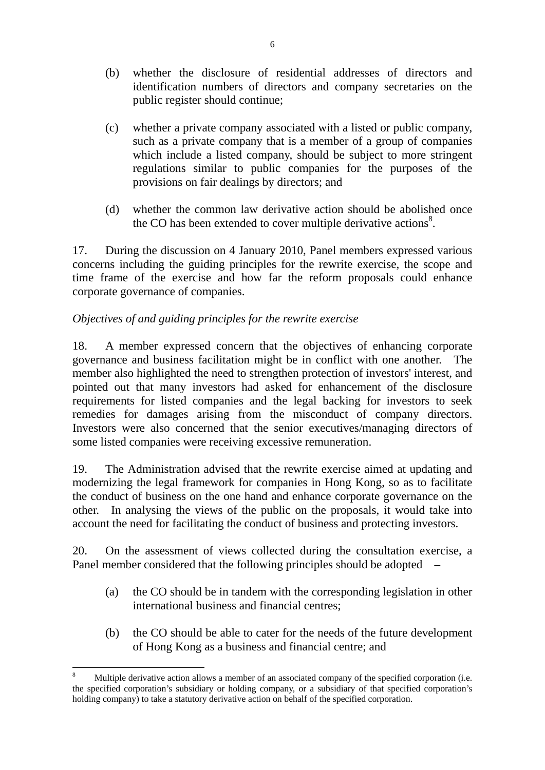(b) whether the disclosure of residential addresses of directors and identification numbers of directors and company secretaries on the public register should continue;

(c) whether a private company associated with a listed or public company, such as a private company that is a member of a group of companies which include a listed company, should be subject to more stringent regulations similar to public companies for the purposes of the provisions on fair dealings by directors; and

(d) whether the common law derivative action should be abolished once the CO has been extended to cover multiple derivative actions[8].

17. During the discussion on 4 January 2010, Panel members expressed various concerns including the guiding principles for the rewrite exercise, the scope and time frame of the exercise and how far the reform proposals could enhance corporate governance of companies.

*Objectives of and guiding principles for the rewrite exercise*

18. A member expressed concern that the objectives of enhancing corporate governance and business facilitation might be in conflict with one another. The member also highlighted the need to strengthen protection of investors' interest, and pointed out that many investors had asked for enhancement of the disclosure requirements for listed companies and the legal backing for investors to seek remedies for damages arising from the misconduct of company directors. Investors were also concerned that the senior executives/managing directors of some listed companies were receiving excessive remuneration.

19. The Administration advised that the rewrite exercise aimed at updating and modernizing the legal framework for companies in Hong Kong, so as to facilitate the conduct of business on the one hand and enhance corporate governance on the other. In analysing the views of the public on the proposals, it would take into account the need for facilitating the conduct of business and protecting investors.

20. On the assessment of views collected during the consultation exercise, a Panel member considered that the following principles should be adopted –

(a) the CO should be in tandem with the corresponding legislation in other international business and financial centres;

(b) the CO should be able to cater for the needs of the future development of Hong Kong as a business and financial centre; and

---

[8] Multiple derivative action allows a member of an associated company of the specified corporation (i.e. the specified corporation's subsidiary or holding company, or a subsidiary of that specified corporation's holding company) to take a statutory derivative action on behalf of the specified corporation.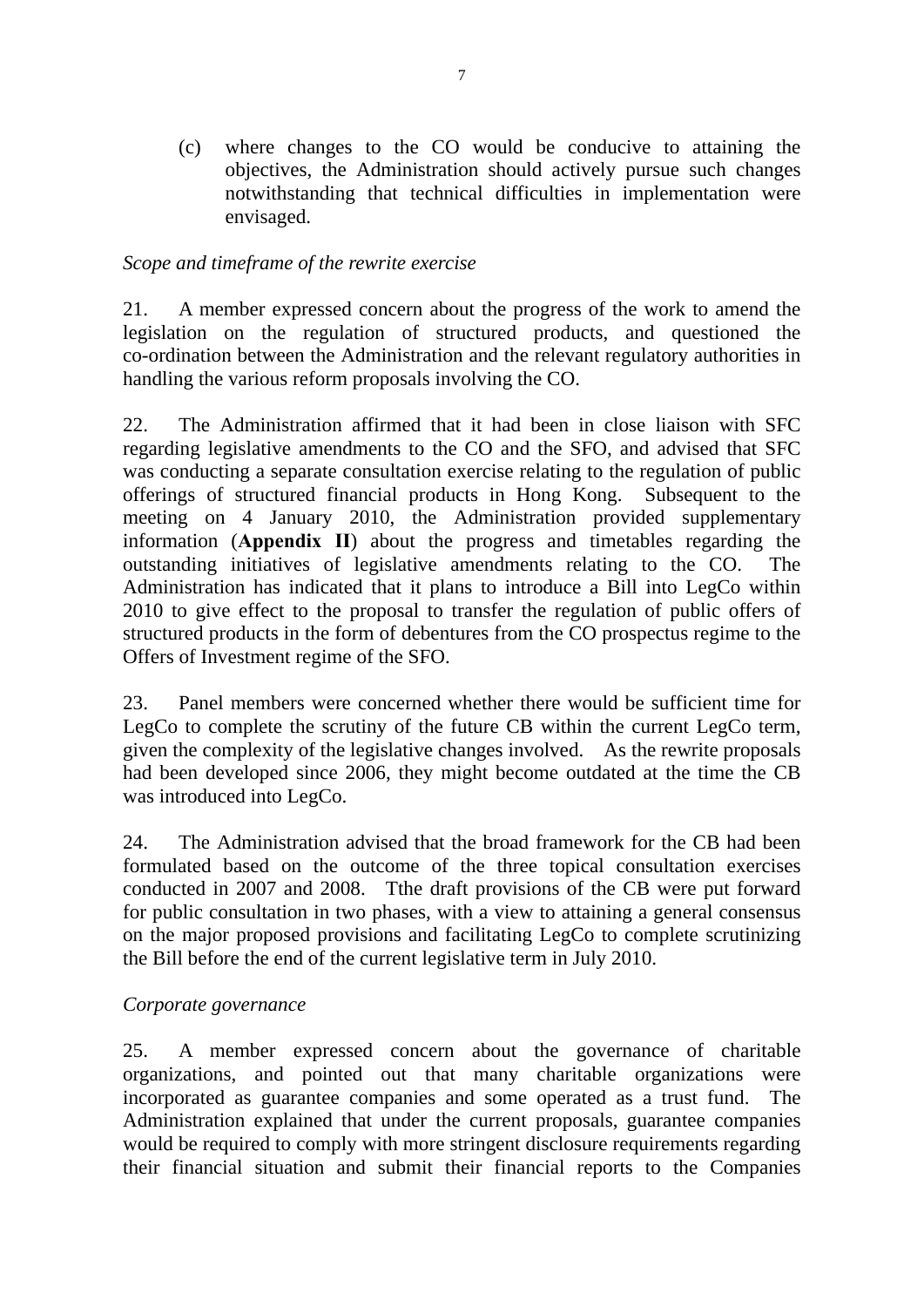(c) where changes to the CO would be conducive to attaining the objectives, the Administration should actively pursue such changes notwithstanding that technical difficulties in implementation were envisaged.

*Scope and timeframe of the rewrite exercise*

21. A member expressed concern about the progress of the work to amend the legislation on the regulation of structured products, and questioned the co-ordination between the Administration and the relevant regulatory authorities in handling the various reform proposals involving the CO.

22. The Administration affirmed that it had been in close liaison with SFC regarding legislative amendments to the CO and the SFO, and advised that SFC was conducting a separate consultation exercise relating to the regulation of public offerings of structured financial products in Hong Kong. Subsequent to the meeting on 4 January 2010, the Administration provided supplementary information (**Appendix II**) about the progress and timetables regarding the outstanding initiatives of legislative amendments relating to the CO. The Administration has indicated that it plans to introduce a Bill into LegCo within 2010 to give effect to the proposal to transfer the regulation of public offers of structured products in the form of debentures from the CO prospectus regime to the Offers of Investment regime of the SFO.

23. Panel members were concerned whether there would be sufficient time for LegCo to complete the scrutiny of the future CB within the current LegCo term, given the complexity of the legislative changes involved. As the rewrite proposals had been developed since 2006, they might become outdated at the time the CB was introduced into LegCo.

24. The Administration advised that the broad framework for the CB had been formulated based on the outcome of the three topical consultation exercises conducted in 2007 and 2008. Tthe draft provisions of the CB were put forward for public consultation in two phases, with a view to attaining a general consensus on the major proposed provisions and facilitating LegCo to complete scrutinizing the Bill before the end of the current legislative term in July 2010.

*Corporate governance*

25. A member expressed concern about the governance of charitable organizations, and pointed out that many charitable organizations were incorporated as guarantee companies and some operated as a trust fund. The Administration explained that under the current proposals, guarantee companies would be required to comply with more stringent disclosure requirements regarding their financial situation and submit their financial reports to the Companies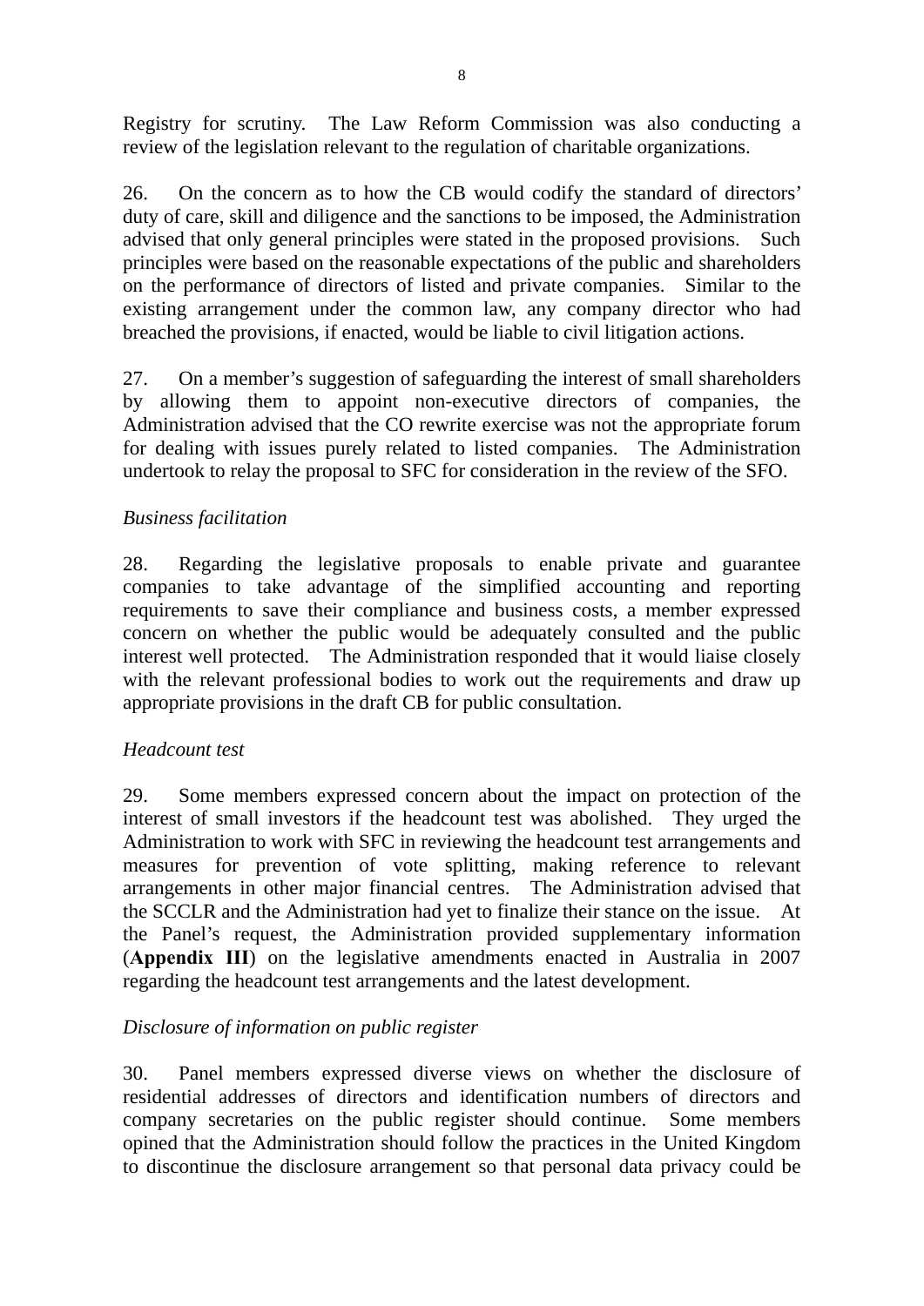Registry for scrutiny. The Law Reform Commission was also conducting a review of the legislation relevant to the regulation of charitable organizations.

26. On the concern as to how the CB would codify the standard of directors' duty of care, skill and diligence and the sanctions to be imposed, the Administration advised that only general principles were stated in the proposed provisions. Such principles were based on the reasonable expectations of the public and shareholders on the performance of directors of listed and private companies. Similar to the existing arrangement under the common law, any company director who had breached the provisions, if enacted, would be liable to civil litigation actions.

27. On a member's suggestion of safeguarding the interest of small shareholders by allowing them to appoint non-executive directors of companies, the Administration advised that the CO rewrite exercise was not the appropriate forum for dealing with issues purely related to listed companies. The Administration undertook to relay the proposal to SFC for consideration in the review of the SFO.

*Business facilitation*

28. Regarding the legislative proposals to enable private and guarantee companies to take advantage of the simplified accounting and reporting requirements to save their compliance and business costs, a member expressed concern on whether the public would be adequately consulted and the public interest well protected. The Administration responded that it would liaise closely with the relevant professional bodies to work out the requirements and draw up appropriate provisions in the draft CB for public consultation.

*Headcount test*

29. Some members expressed concern about the impact on protection of the interest of small investors if the headcount test was abolished. They urged the Administration to work with SFC in reviewing the headcount test arrangements and measures for prevention of vote splitting, making reference to relevant arrangements in other major financial centres. The Administration advised that the SCCLR and the Administration had yet to finalize their stance on the issue. At the Panel's request, the Administration provided supplementary information (**Appendix III**) on the legislative amendments enacted in Australia in 2007 regarding the headcount test arrangements and the latest development.

*Disclosure of information on public register*

30. Panel members expressed diverse views on whether the disclosure of residential addresses of directors and identification numbers of directors and company secretaries on the public register should continue. Some members opined that the Administration should follow the practices in the United Kingdom to discontinue the disclosure arrangement so that personal data privacy could be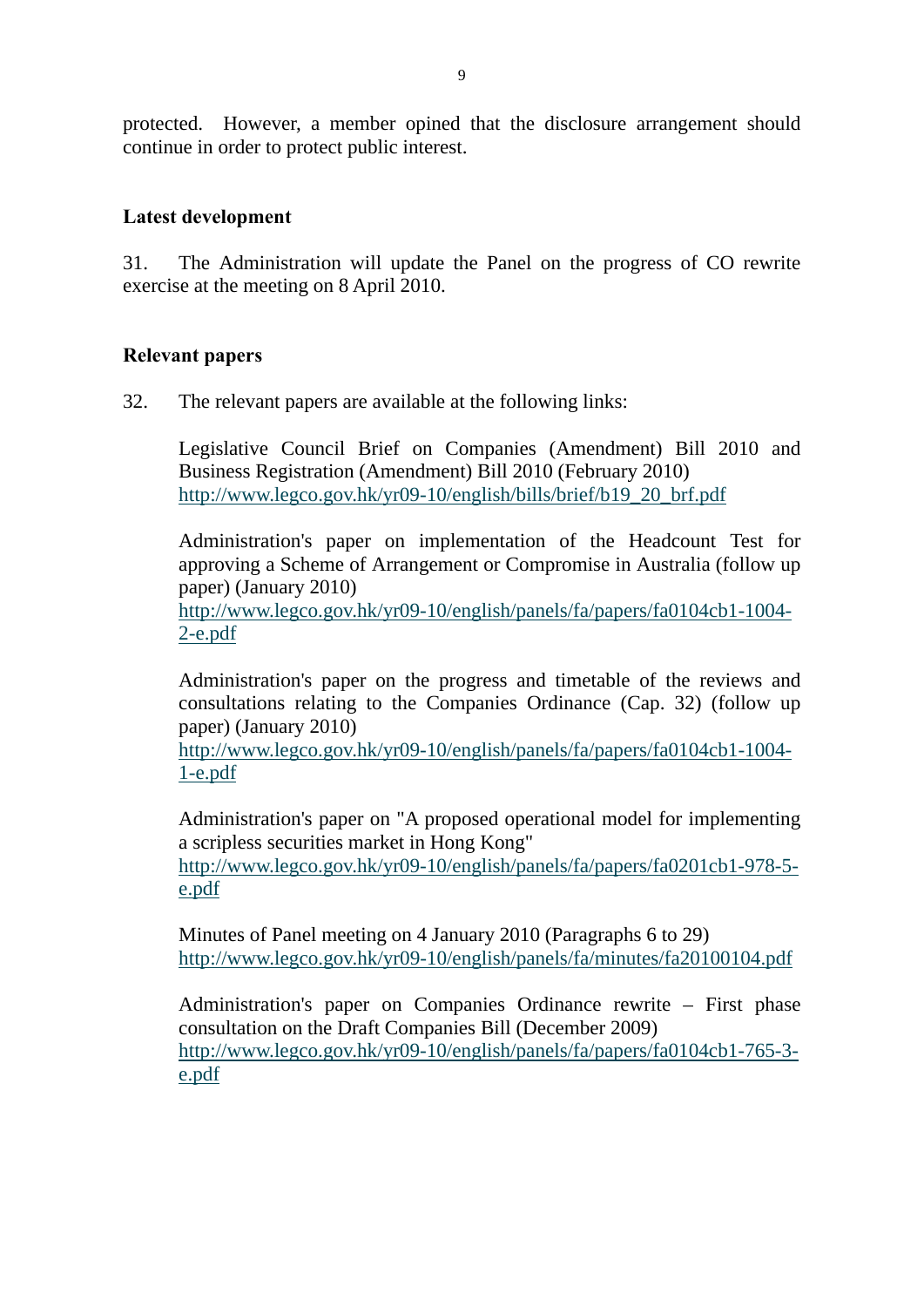protected. However, a member opined that the disclosure arrangement should continue in order to protect public interest.

**Latest development**

31. The Administration will update the Panel on the progress of CO rewrite exercise at the meeting on 8 April 2010.

**Relevant papers**

32. The relevant papers are available at the following links:

Legislative Council Brief on Companies (Amendment) Bill 2010 and Business Registration (Amendment) Bill 2010 (February 2010)
http://www.legco.gov.hk/yr09-10/english/bills/brief/b19_20_brf.pdf

Administration's paper on implementation of the Headcount Test for approving a Scheme of Arrangement or Compromise in Australia (follow up paper) (January 2010)
http://www.legco.gov.hk/yr09-10/english/panels/fa/papers/fa0104cb1-1004-2-e.pdf

Administration's paper on the progress and timetable of the reviews and consultations relating to the Companies Ordinance (Cap. 32) (follow up paper) (January 2010)
http://www.legco.gov.hk/yr09-10/english/panels/fa/papers/fa0104cb1-1004-1-e.pdf

Administration's paper on "A proposed operational model for implementing a scripless securities market in Hong Kong"
http://www.legco.gov.hk/yr09-10/english/panels/fa/papers/fa0201cb1-978-5-e.pdf

Minutes of Panel meeting on 4 January 2010 (Paragraphs 6 to 29)
http://www.legco.gov.hk/yr09-10/english/panels/fa/minutes/fa20100104.pdf

Administration's paper on Companies Ordinance rewrite – First phase consultation on the Draft Companies Bill (December 2009)
http://www.legco.gov.hk/yr09-10/english/panels/fa/papers/fa0104cb1-765-3-e.pdf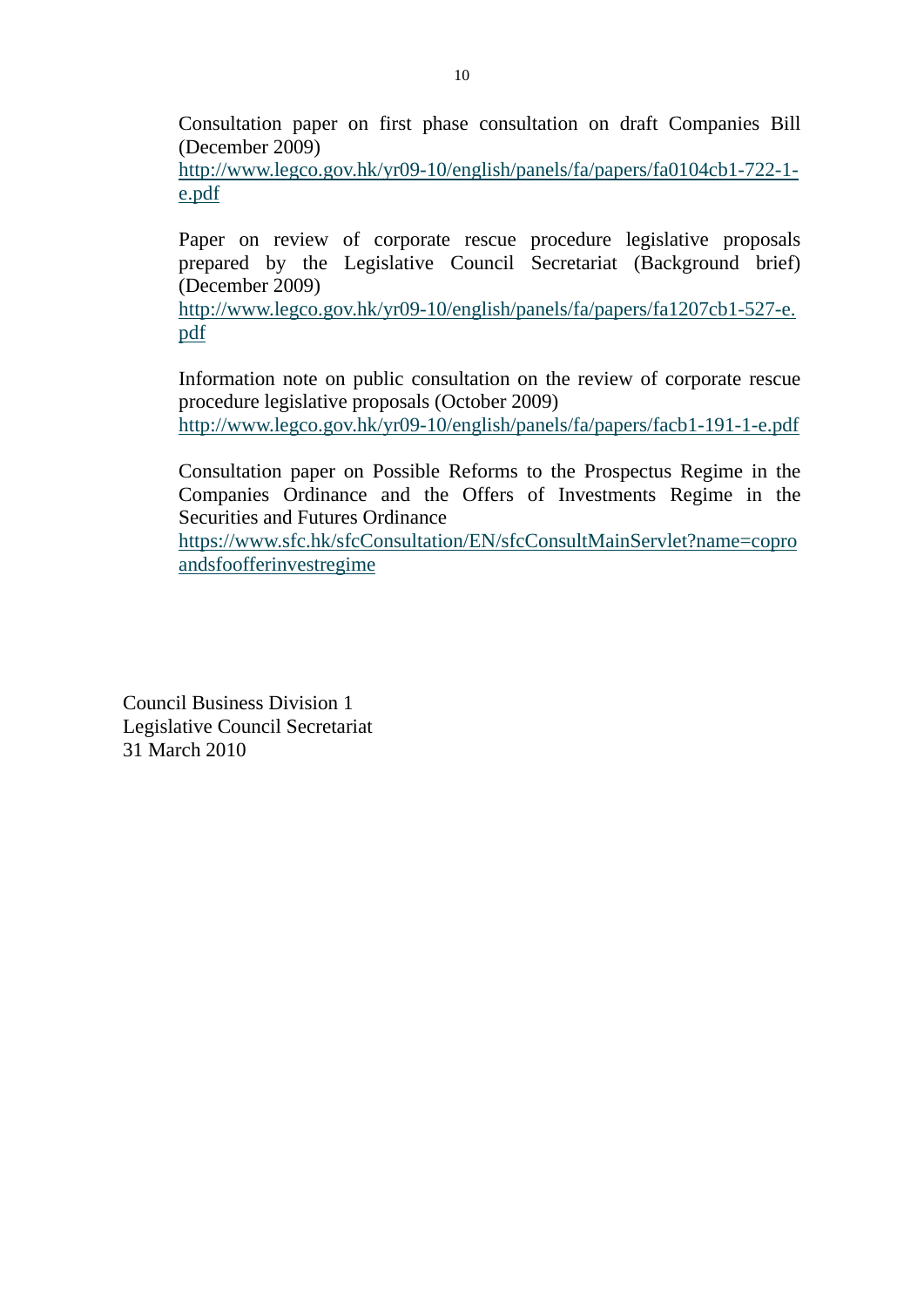Consultation paper on first phase consultation on draft Companies Bill (December 2009)
http://www.legco.gov.hk/yr09-10/english/panels/fa/papers/fa0104cb1-722-1-e.pdf

Paper on review of corporate rescue procedure legislative proposals prepared by the Legislative Council Secretariat (Background brief) (December 2009)
http://www.legco.gov.hk/yr09-10/english/panels/fa/papers/fa1207cb1-527-e.pdf

Information note on public consultation on the review of corporate rescue procedure legislative proposals (October 2009)
http://www.legco.gov.hk/yr09-10/english/panels/fa/papers/facb1-191-1-e.pdf

Consultation paper on Possible Reforms to the Prospectus Regime in the Companies Ordinance and the Offers of Investments Regime in the Securities and Futures Ordinance
https://www.sfc.hk/sfcConsultation/EN/sfcConsultMainServlet?name=coproandsfoofferinvestregime

Council Business Division 1
Legislative Council Secretariat
31 March 2010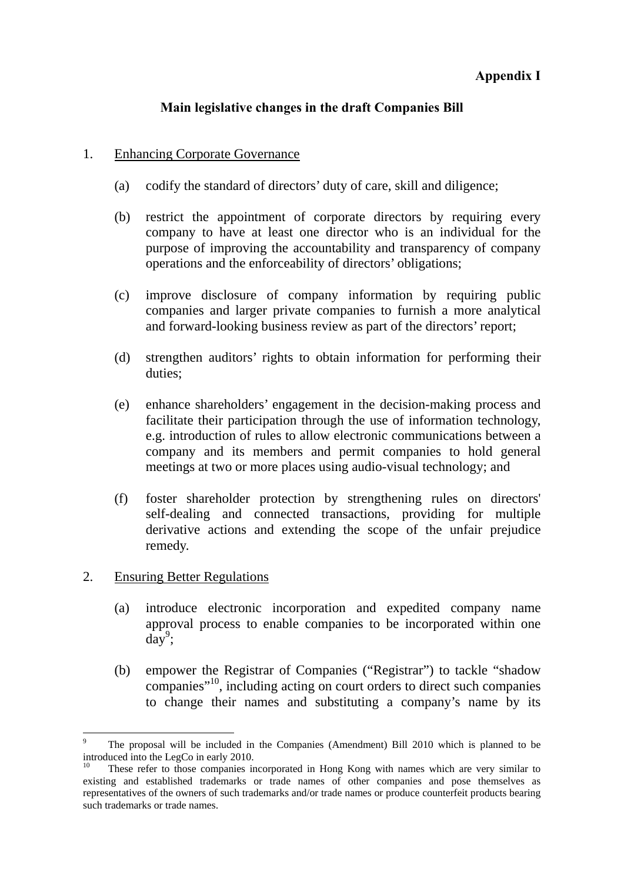**Appendix I**

**Main legislative changes in the draft Companies Bill**

1. Enhancing Corporate Governance

   (a) codify the standard of directors' duty of care, skill and diligence;

   (b) restrict the appointment of corporate directors by requiring every company to have at least one director who is an individual for the purpose of improving the accountability and transparency of company operations and the enforceability of directors' obligations;

   (c) improve disclosure of company information by requiring public companies and larger private companies to furnish a more analytical and forward-looking business review as part of the directors' report;

   (d) strengthen auditors' rights to obtain information for performing their duties;

   (e) enhance shareholders' engagement in the decision-making process and facilitate their participation through the use of information technology, e.g. introduction of rules to allow electronic communications between a company and its members and permit companies to hold general meetings at two or more places using audio-visual technology; and

   (f) foster shareholder protection by strengthening rules on directors' self-dealing and connected transactions, providing for multiple derivative actions and extending the scope of the unfair prejudice remedy.

2. Ensuring Better Regulations

   (a) introduce electronic incorporation and expedited company name approval process to enable companies to be incorporated within one day[9];

   (b) empower the Registrar of Companies ("Registrar") to tackle "shadow companies"[10], including acting on court orders to direct such companies to change their names and substituting a company's name by its

---

[9] The proposal will be included in the Companies (Amendment) Bill 2010 which is planned to be introduced into the LegCo in early 2010.

[10] These refer to those companies incorporated in Hong Kong with names which are very similar to existing and established trademarks or trade names of other companies and pose themselves as representatives of the owners of such trademarks and/or trade names or produce counterfeit products bearing such trademarks or trade names.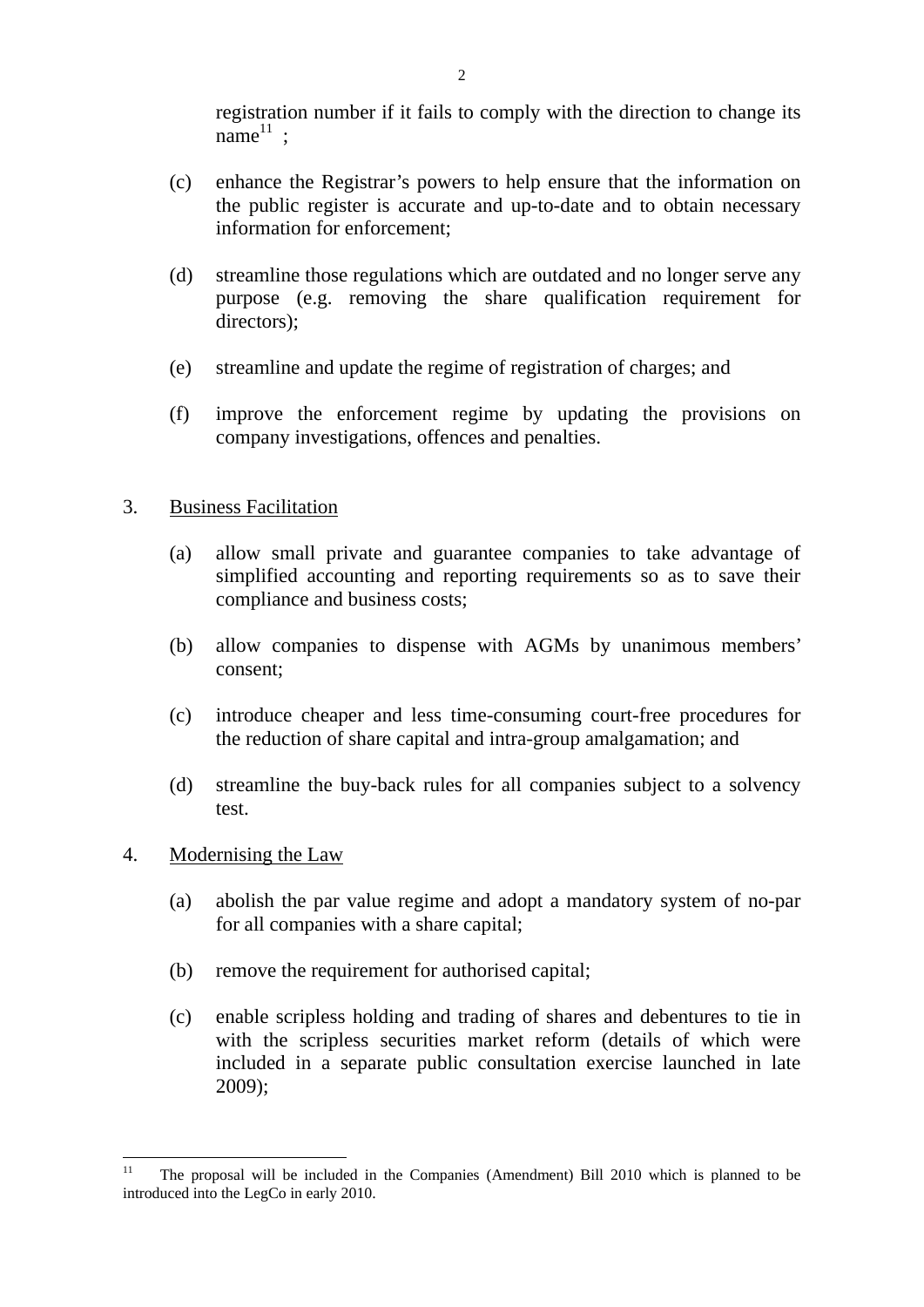registration number if it fails to comply with the direction to change its name[11] ;

(c) enhance the Registrar's powers to help ensure that the information on the public register is accurate and up-to-date and to obtain necessary information for enforcement;

(d) streamline those regulations which are outdated and no longer serve any purpose (e.g. removing the share qualification requirement for directors);

(e) streamline and update the regime of registration of charges; and

(f) improve the enforcement regime by updating the provisions on company investigations, offences and penalties.

3. Business Facilitation

(a) allow small private and guarantee companies to take advantage of simplified accounting and reporting requirements so as to save their compliance and business costs;

(b) allow companies to dispense with AGMs by unanimous members' consent;

(c) introduce cheaper and less time-consuming court-free procedures for the reduction of share capital and intra-group amalgamation; and

(d) streamline the buy-back rules for all companies subject to a solvency test.

4. Modernising the Law

(a) abolish the par value regime and adopt a mandatory system of no-par for all companies with a share capital;

(b) remove the requirement for authorised capital;

(c) enable scripless holding and trading of shares and debentures to tie in with the scripless securities market reform (details of which were included in a separate public consultation exercise launched in late 2009);

---

[11] The proposal will be included in the Companies (Amendment) Bill 2010 which is planned to be introduced into the LegCo in early 2010.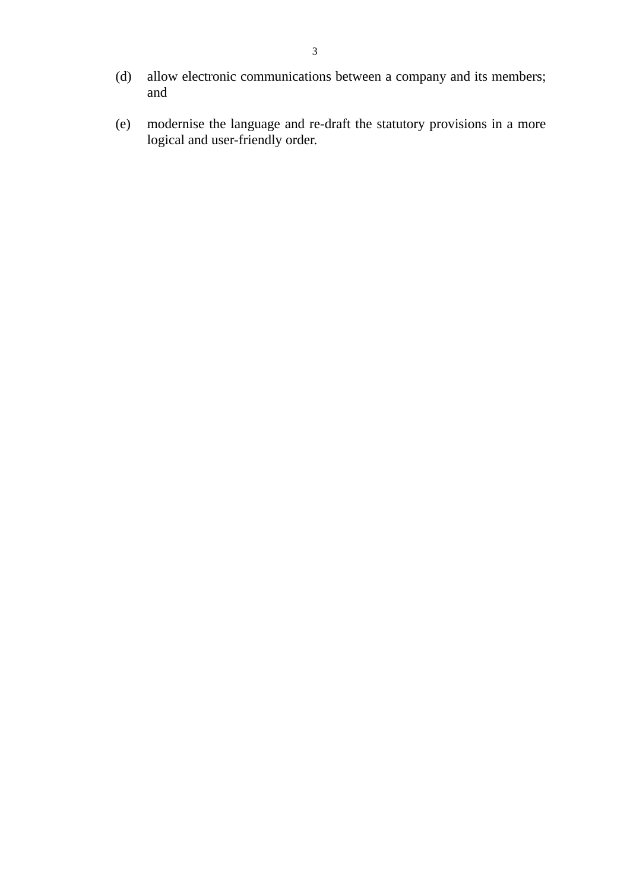(d) allow electronic communications between a company and its members; and

(e) modernise the language and re-draft the statutory provisions in a more logical and user-friendly order.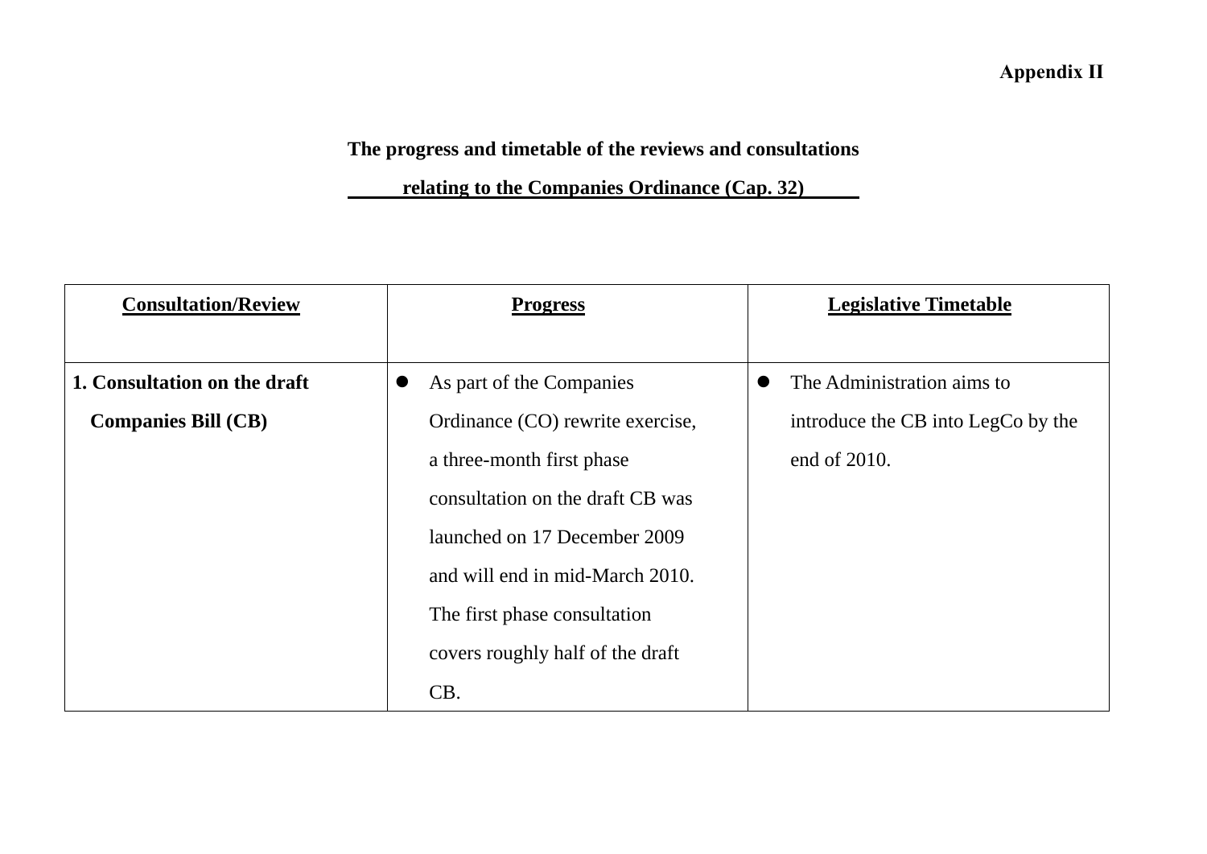**Appendix II**

**The progress and timetable of the reviews and consultations relating to the Companies Ordinance (Cap. 32)**

| Consultation/Review | Progress | Legislative Timetable |
|---|---|---|
| **1. Consultation on the draft Companies Bill (CB)** | ● As part of the Companies Ordinance (CO) rewrite exercise, a three-month first phase consultation on the draft CB was launched on 17 December 2009 and will end in mid-March 2010. The first phase consultation covers roughly half of the draft CB. | ● The Administration aims to introduce the CB into LegCo by the end of 2010. |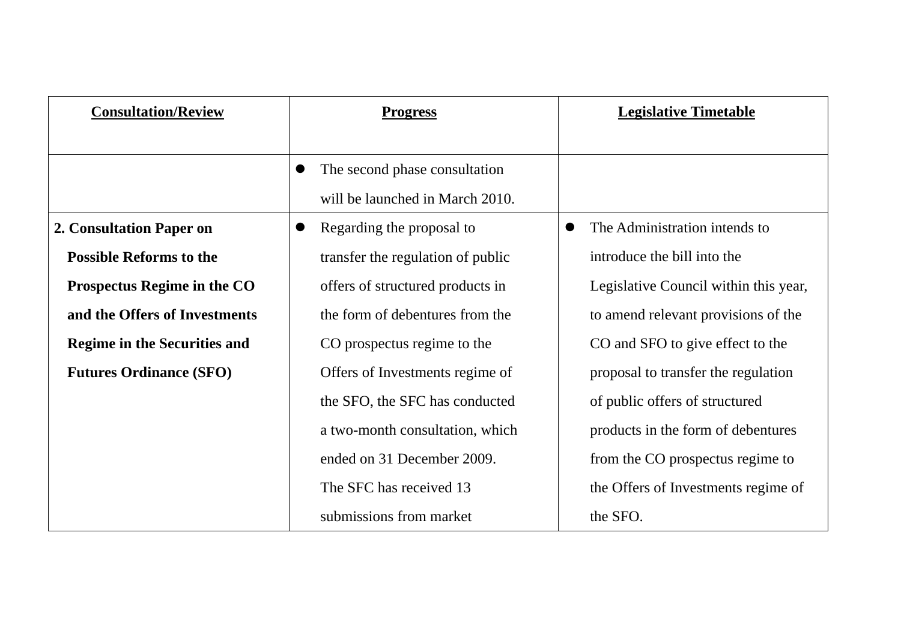| Consultation/Review | Progress | Legislative Timetable |
| --- | --- | --- |
| | • The second phase consultation will be launched in March 2010. | |
| **2. Consultation Paper on Possible Reforms to the Prospectus Regime in the CO and the Offers of Investments Regime in the Securities and Futures Ordinance (SFO)** | • Regarding the proposal to transfer the regulation of public offers of structured products in the form of debentures from the CO prospectus regime to the Offers of Investments regime of the SFO, the SFC has conducted a two-month consultation, which ended on 31 December 2009. The SFC has received 13 submissions from market | • The Administration intends to introduce the bill into the Legislative Council within this year, to amend relevant provisions of the CO and SFO to give effect to the proposal to transfer the regulation of public offers of structured products in the form of debentures from the CO prospectus regime to the Offers of Investments regime of the SFO. |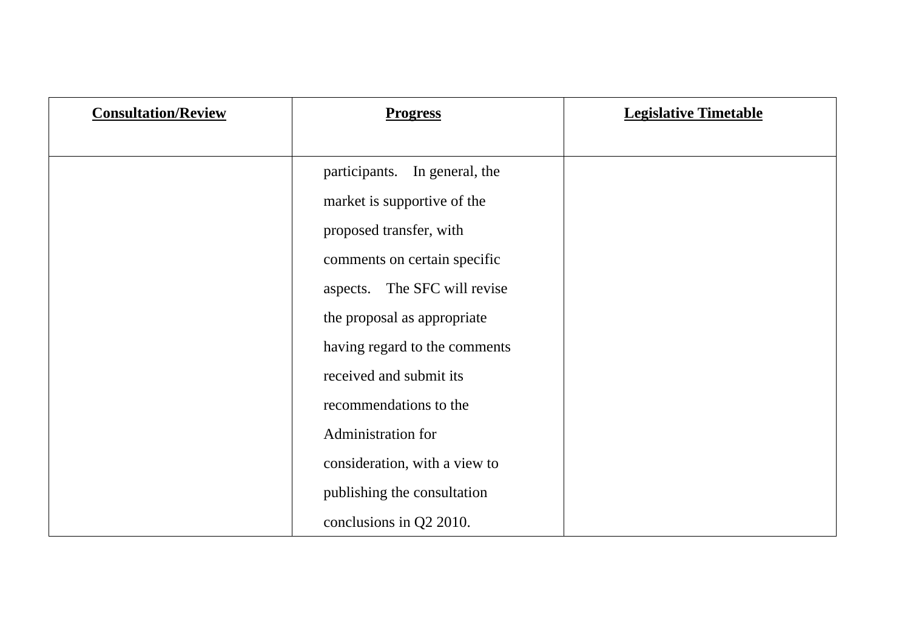| **Consultation/Review** | **Progress** | **Legislative Timetable** |
| --- | --- | --- |
| | participants. In general, the market is supportive of the proposed transfer, with comments on certain specific aspects. The SFC will revise the proposal as appropriate having regard to the comments received and submit its recommendations to the Administration for consideration, with a view to publishing the consultation conclusions in Q2 2010. | |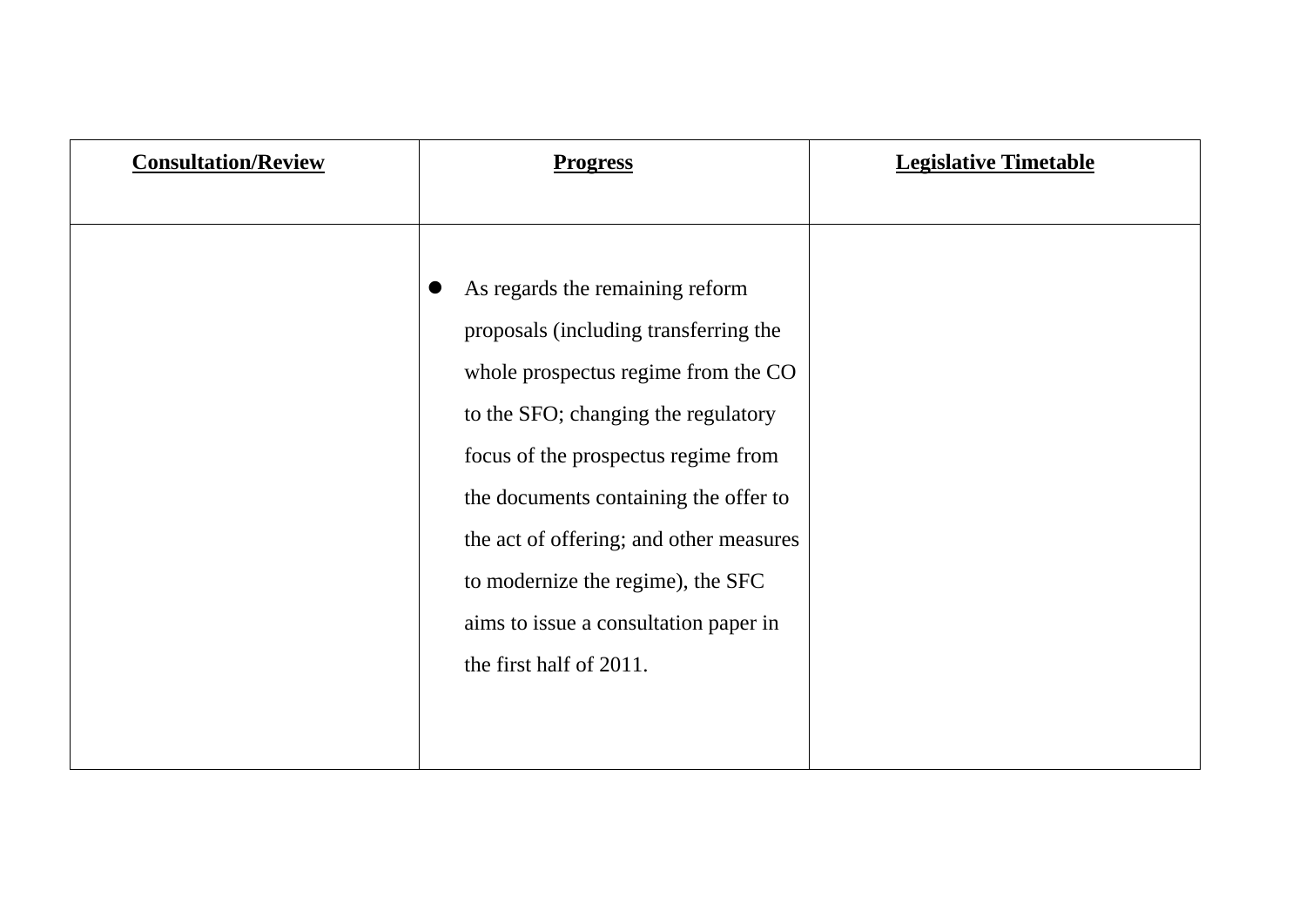| Consultation/Review | Progress | Legislative Timetable |
| --- | --- | --- |
| | • As regards the remaining reform proposals (including transferring the whole prospectus regime from the CO to the SFO; changing the regulatory focus of the prospectus regime from the documents containing the offer to the act of offering; and other measures to modernize the regime), the SFC aims to issue a consultation paper in the first half of 2011. | |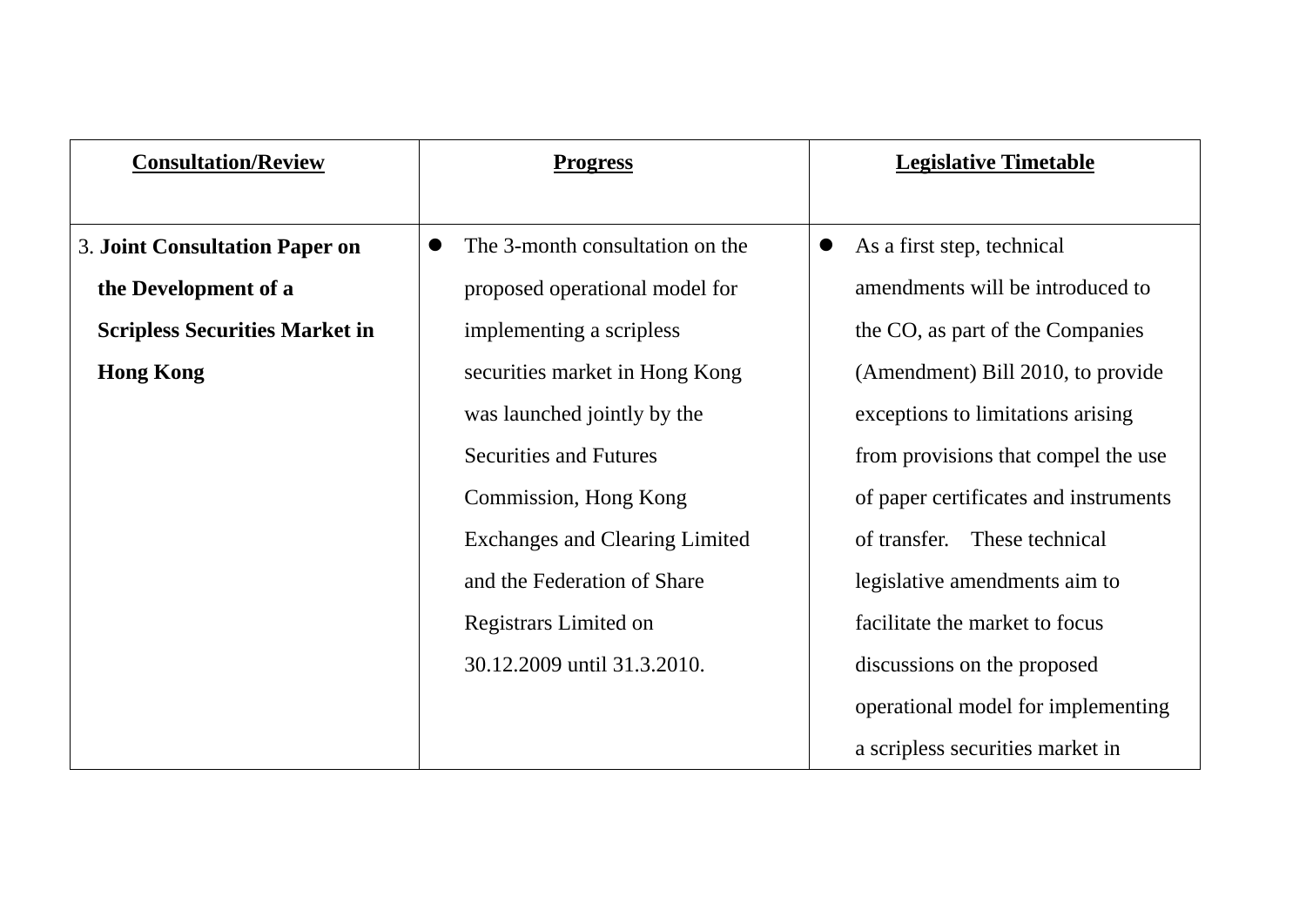| Consultation/Review | Progress | Legislative Timetable |
|---|---|---|
| 3. **Joint Consultation Paper on the Development of a Scripless Securities Market in Hong Kong** | • The 3-month consultation on the proposed operational model for implementing a scripless securities market in Hong Kong was launched jointly by the Securities and Futures Commission, Hong Kong Exchanges and Clearing Limited and the Federation of Share Registrars Limited on 30.12.2009 until 31.3.2010. | • As a first step, technical amendments will be introduced to the CO, as part of the Companies (Amendment) Bill 2010, to provide exceptions to limitations arising from provisions that compel the use of paper certificates and instruments of transfer. These technical legislative amendments aim to facilitate the market to focus discussions on the proposed operational model for implementing a scripless securities market in |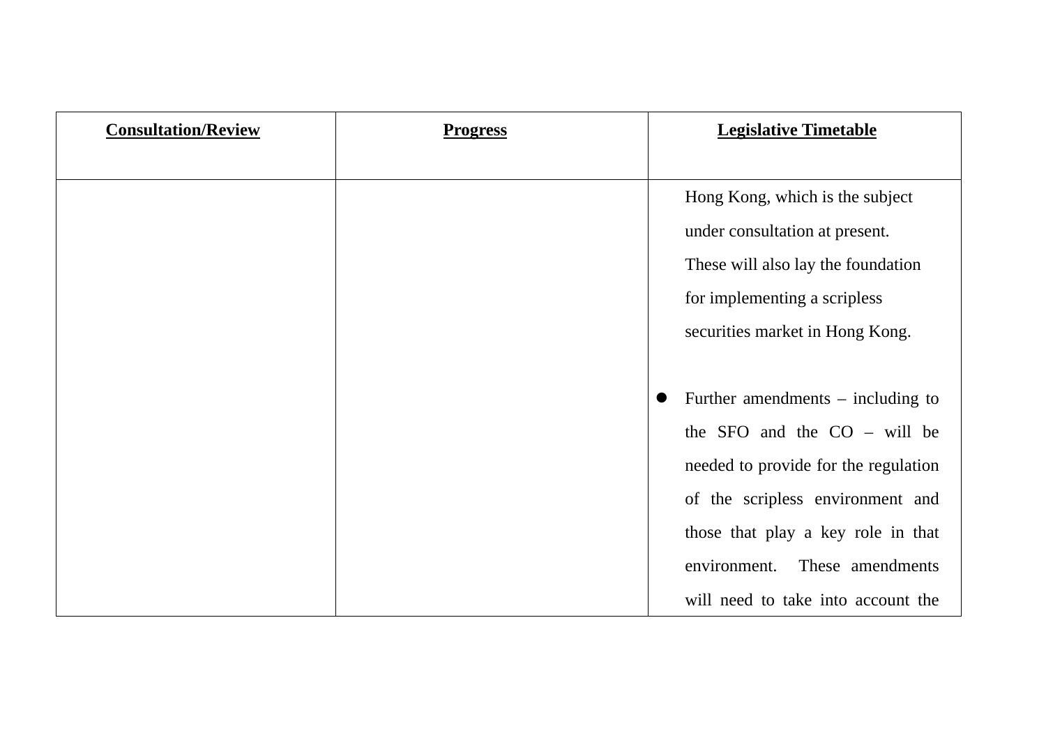| Consultation/Review | Progress | Legislative Timetable |
|---|---|---|
| | | Hong Kong, which is the subject under consultation at present. These will also lay the foundation for implementing a scripless securities market in Hong Kong.<br><br>● Further amendments – including to the SFO and the CO – will be needed to provide for the regulation of the scripless environment and those that play a key role in that environment. These amendments will need to take into account the |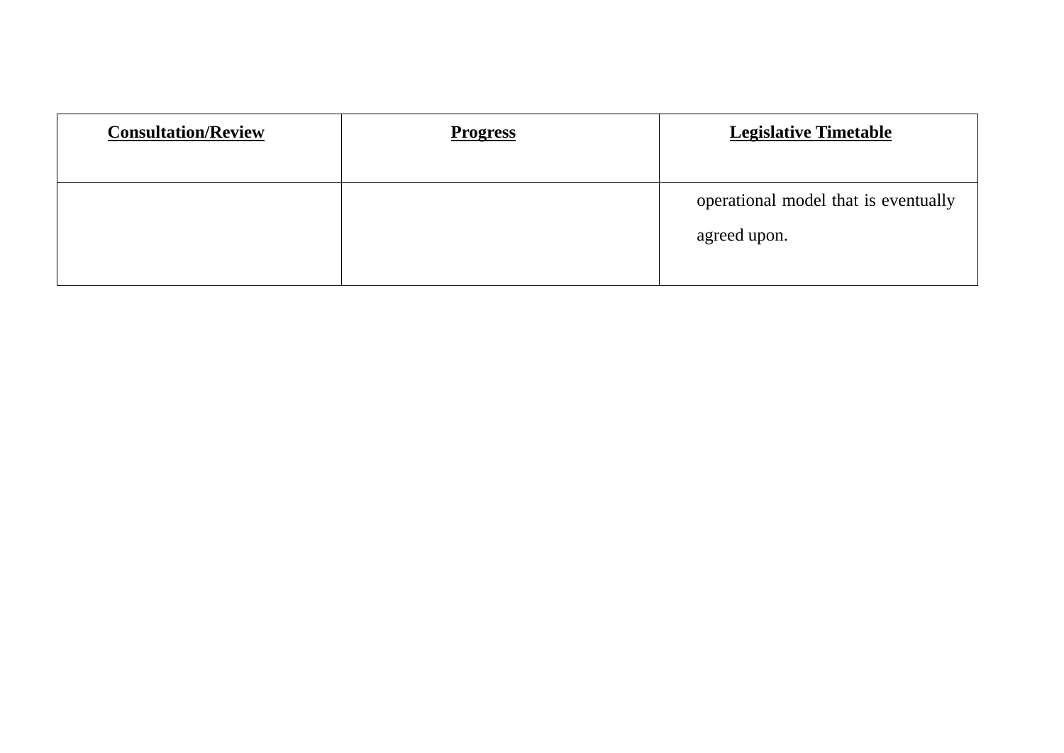| **Consultation/Review** | **Progress** | **Legislative Timetable** |
|---|---|---|
| | | operational model that is eventually agreed upon. |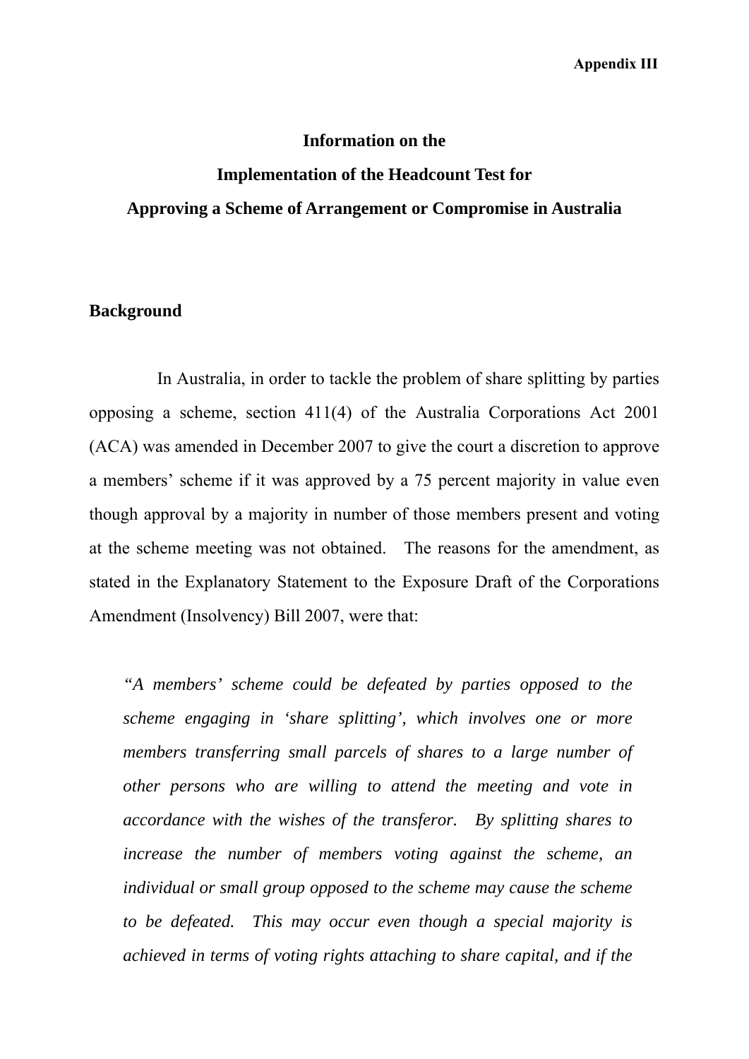**Appendix III**

## Information on the Implementation of the Headcount Test for Approving a Scheme of Arrangement or Compromise in Australia

### Background

In Australia, in order to tackle the problem of share splitting by parties opposing a scheme, section 411(4) of the Australia Corporations Act 2001 (ACA) was amended in December 2007 to give the court a discretion to approve a members' scheme if it was approved by a 75 percent majority in value even though approval by a majority in number of those members present and voting at the scheme meeting was not obtained. The reasons for the amendment, as stated in the Explanatory Statement to the Exposure Draft of the Corporations Amendment (Insolvency) Bill 2007, were that:

> *"A members' scheme could be defeated by parties opposed to the scheme engaging in 'share splitting', which involves one or more members transferring small parcels of shares to a large number of other persons who are willing to attend the meeting and vote in accordance with the wishes of the transferor. By splitting shares to increase the number of members voting against the scheme, an individual or small group opposed to the scheme may cause the scheme to be defeated. This may occur even though a special majority is achieved in terms of voting rights attaching to share capital, and if the*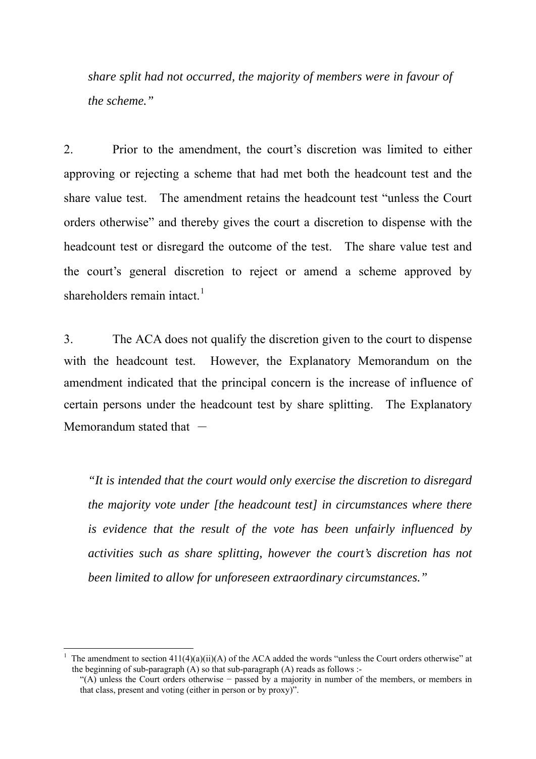*share split had not occurred, the majority of members were in favour of the scheme."*

2. Prior to the amendment, the court's discretion was limited to either approving or rejecting a scheme that had met both the headcount test and the share value test. The amendment retains the headcount test "unless the Court orders otherwise" and thereby gives the court a discretion to dispense with the headcount test or disregard the outcome of the test. The share value test and the court's general discretion to reject or amend a scheme approved by shareholders remain intact.[1]

3. The ACA does not qualify the discretion given to the court to dispense with the headcount test. However, the Explanatory Memorandum on the amendment indicated that the principal concern is the increase of influence of certain persons under the headcount test by share splitting. The Explanatory Memorandum stated that －

> *"It is intended that the court would only exercise the discretion to disregard the majority vote under [the headcount test] in circumstances where there is evidence that the result of the vote has been unfairly influenced by activities such as share splitting, however the court's discretion has not been limited to allow for unforeseen extraordinary circumstances."*

---

[1] The amendment to section 411(4)(a)(ii)(A) of the ACA added the words "unless the Court orders otherwise" at the beginning of sub-paragraph (A) so that sub-paragraph (A) reads as follows :-

"(A) unless the Court orders otherwise − passed by a majority in number of the members, or members in that class, present and voting (either in person or by proxy)".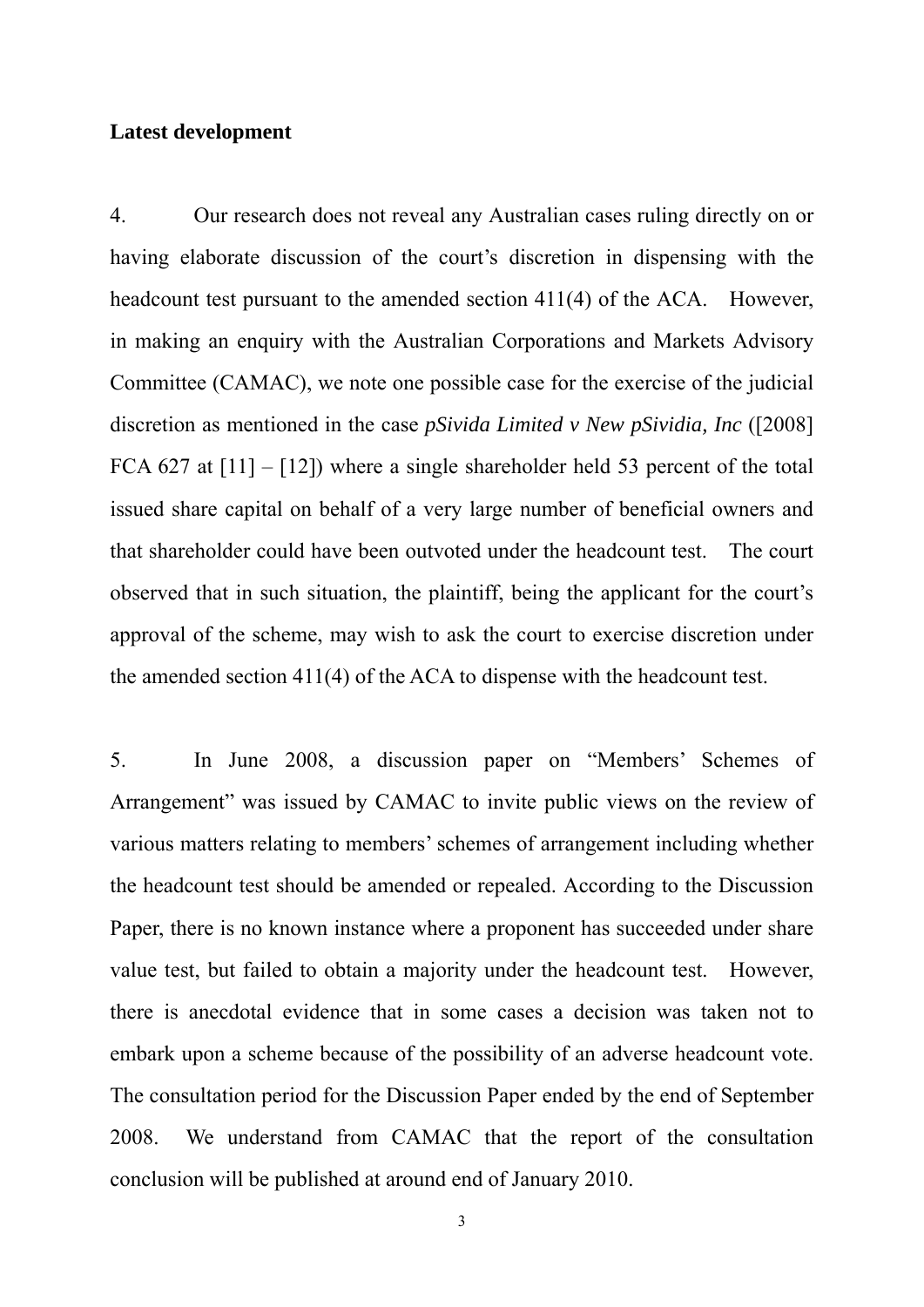**Latest development**

4. Our research does not reveal any Australian cases ruling directly on or having elaborate discussion of the court's discretion in dispensing with the headcount test pursuant to the amended section 411(4) of the ACA. However, in making an enquiry with the Australian Corporations and Markets Advisory Committee (CAMAC), we note one possible case for the exercise of the judicial discretion as mentioned in the case *pSivida Limited v New pSividia, Inc* ([2008] FCA 627 at [11] – [12]) where a single shareholder held 53 percent of the total issued share capital on behalf of a very large number of beneficial owners and that shareholder could have been outvoted under the headcount test. The court observed that in such situation, the plaintiff, being the applicant for the court's approval of the scheme, may wish to ask the court to exercise discretion under the amended section 411(4) of the ACA to dispense with the headcount test.

5. In June 2008, a discussion paper on "Members' Schemes of Arrangement" was issued by CAMAC to invite public views on the review of various matters relating to members' schemes of arrangement including whether the headcount test should be amended or repealed. According to the Discussion Paper, there is no known instance where a proponent has succeeded under share value test, but failed to obtain a majority under the headcount test. However, there is anecdotal evidence that in some cases a decision was taken not to embark upon a scheme because of the possibility of an adverse headcount vote. The consultation period for the Discussion Paper ended by the end of September 2008. We understand from CAMAC that the report of the consultation conclusion will be published at around end of January 2010.